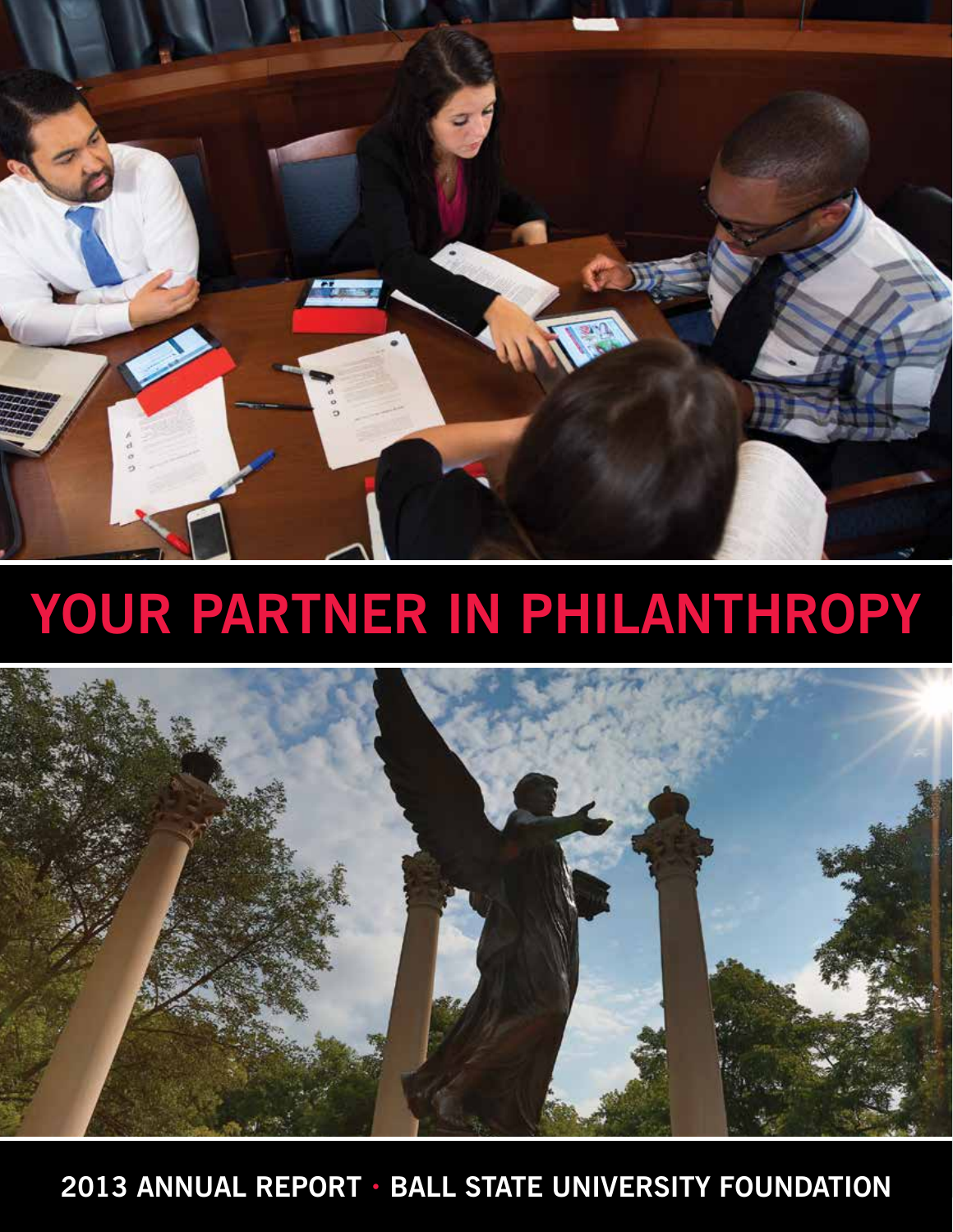# YOUR PARTNER IN PHILANTHROPY

**2013 ANNUAL REPORT · BALL STATE UNIVERSITY FOUNDATION**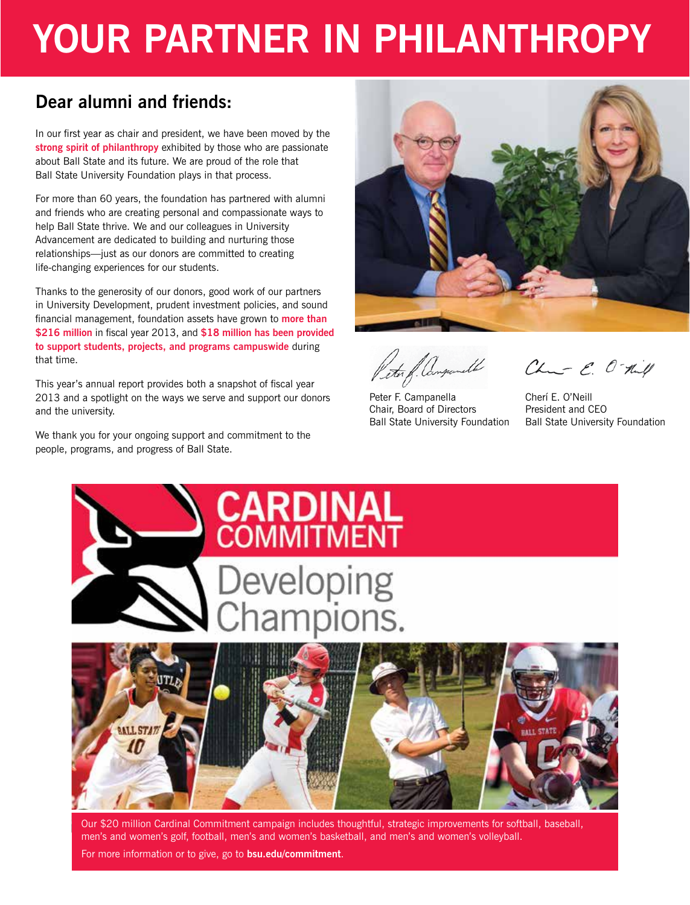# YOUR PARTNER IN PHILANTHROPY

## Dear alumni and friends:

In our first year as chair and president, we have been moved by the **strong spirit of philanthropy** exhibited by those who are passionate about Ball State and its future. We are proud of the role that Ball State University Foundation plays in that process.

For more than 60 years, the foundation has partnered with alumni and friends who are creating personal and compassionate ways to help Ball State thrive. We and our colleagues in University Advancement are dedicated to building and nurturing those relationships—just as our donors are committed to creating life-changing experiences for our students.

Thanks to the generosity of our donors, good work of our partners in University Development, prudent investment policies, and sound financial management, foundation assets have grown to **more than $216 million** in fiscal year 2013, and **$18 million has been provided to support students, projects, and programs campuswide** during that time.

This year's annual report provides both a snapshot of fiscal year 2013 and a spotlight on the ways we serve and support our donors and the university.

We thank you for your ongoing support and commitment to the people, programs, and progress of Ball State.

Peter F. Campanella
Chair, Board of Directors
Ball State University Foundation

Cherí E. O'Neill
President and CEO
Ball State University Foundation

## CARDINAL COMMITMENT

Developing Champions.

Our $20 million Cardinal Commitment campaign includes thoughtful, strategic improvements for softball, baseball, men's and women's golf, football, men's and women's basketball, and men's and women's volleyball.

For more information or to give, go to **bsu.edu/commitment**.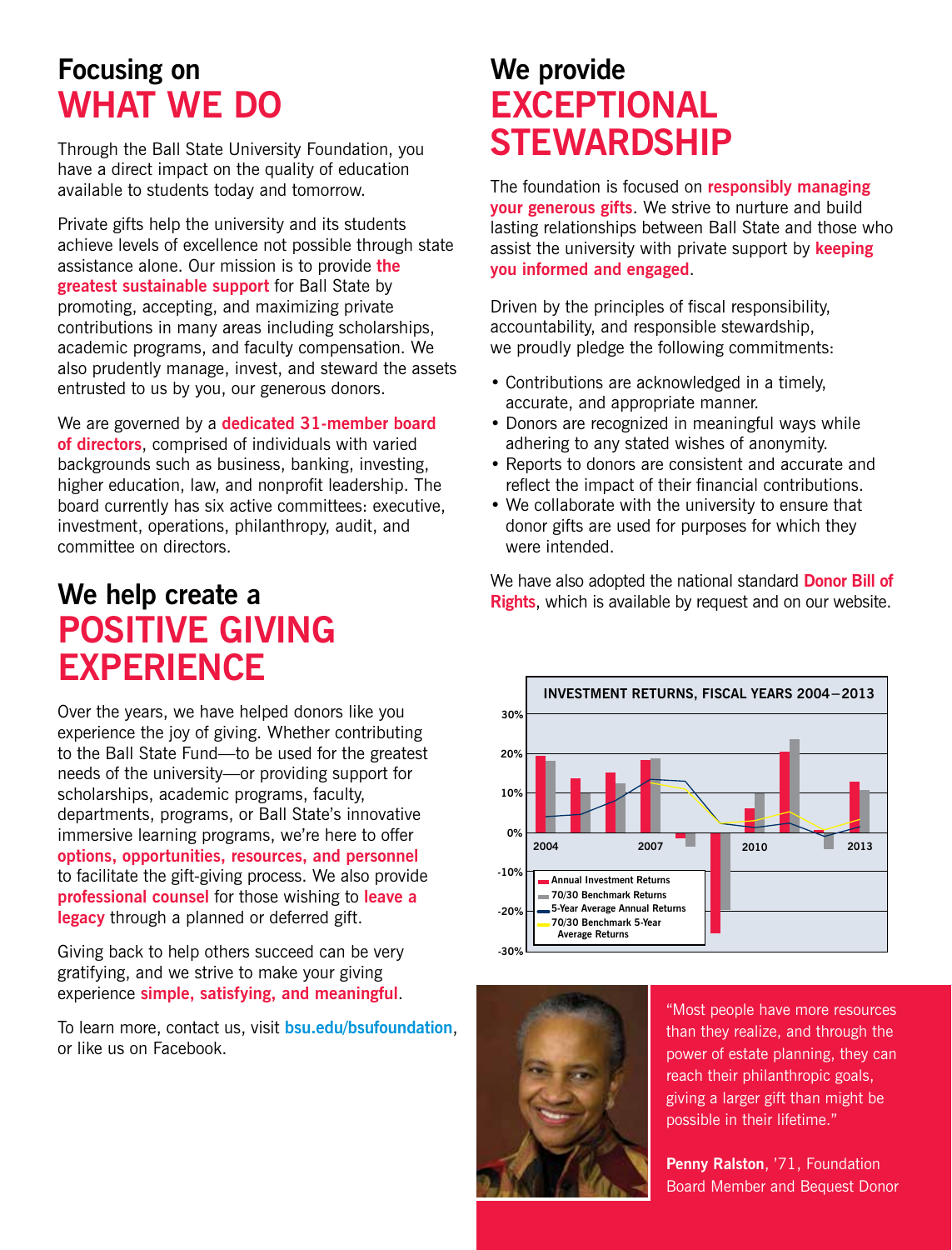## Focusing on WHAT WE DO

Through the Ball State University Foundation, you have a direct impact on the quality of education available to students today and tomorrow.

Private gifts help the university and its students achieve levels of excellence not possible through state assistance alone. Our mission is to provide **the greatest sustainable support** for Ball State by promoting, accepting, and maximizing private contributions in many areas including scholarships, academic programs, and faculty compensation. We also prudently manage, invest, and steward the assets entrusted to us by you, our generous donors.

We are governed by a **dedicated 31-member board of directors**, comprised of individuals with varied backgrounds such as business, banking, investing, higher education, law, and nonprofit leadership. The board currently has six active committees: executive, investment, operations, philanthropy, audit, and committee on directors.

## We help create a POSITIVE GIVING EXPERIENCE

Over the years, we have helped donors like you experience the joy of giving. Whether contributing to the Ball State Fund—to be used for the greatest needs of the university—or providing support for scholarships, academic programs, faculty, departments, programs, or Ball State's innovative immersive learning programs, we're here to offer **options, opportunities, resources, and personnel** to facilitate the gift-giving process. We also provide **professional counsel** for those wishing to **leave a legacy** through a planned or deferred gift.

Giving back to help others succeed can be very gratifying, and we strive to make your giving experience **simple, satisfying, and meaningful**.

To learn more, contact us, visit **bsu.edu/bsufoundation**, or like us on Facebook.

## We provide EXCEPTIONAL STEWARDSHIP

The foundation is focused on **responsibly managing your generous gifts**. We strive to nurture and build lasting relationships between Ball State and those who assist the university with private support by **keeping you informed and engaged**.

Driven by the principles of fiscal responsibility, accountability, and responsible stewardship, we proudly pledge the following commitments:

- Contributions are acknowledged in a timely, accurate, and appropriate manner.
- Donors are recognized in meaningful ways while adhering to any stated wishes of anonymity.
- Reports to donors are consistent and accurate and reflect the impact of their financial contributions.
- We collaborate with the university to ensure that donor gifts are used for purposes for which they were intended.

We have also adopted the national standard **Donor Bill of Rights**, which is available by request and on our website.

**INVESTMENT RETURNS, FISCAL YEARS 2004–2013**

Legend: Annual Investment Returns; 70/30 Benchmark Returns; 5-Year Average Annual Returns; 70/30 Benchmark 5-Year Average Returns

"Most people have more resources than they realize, and through the power of estate planning, they can reach their philanthropic goals, giving a larger gift than might be possible in their lifetime."

**Penny Ralston**, '71, Foundation Board Member and Bequest Donor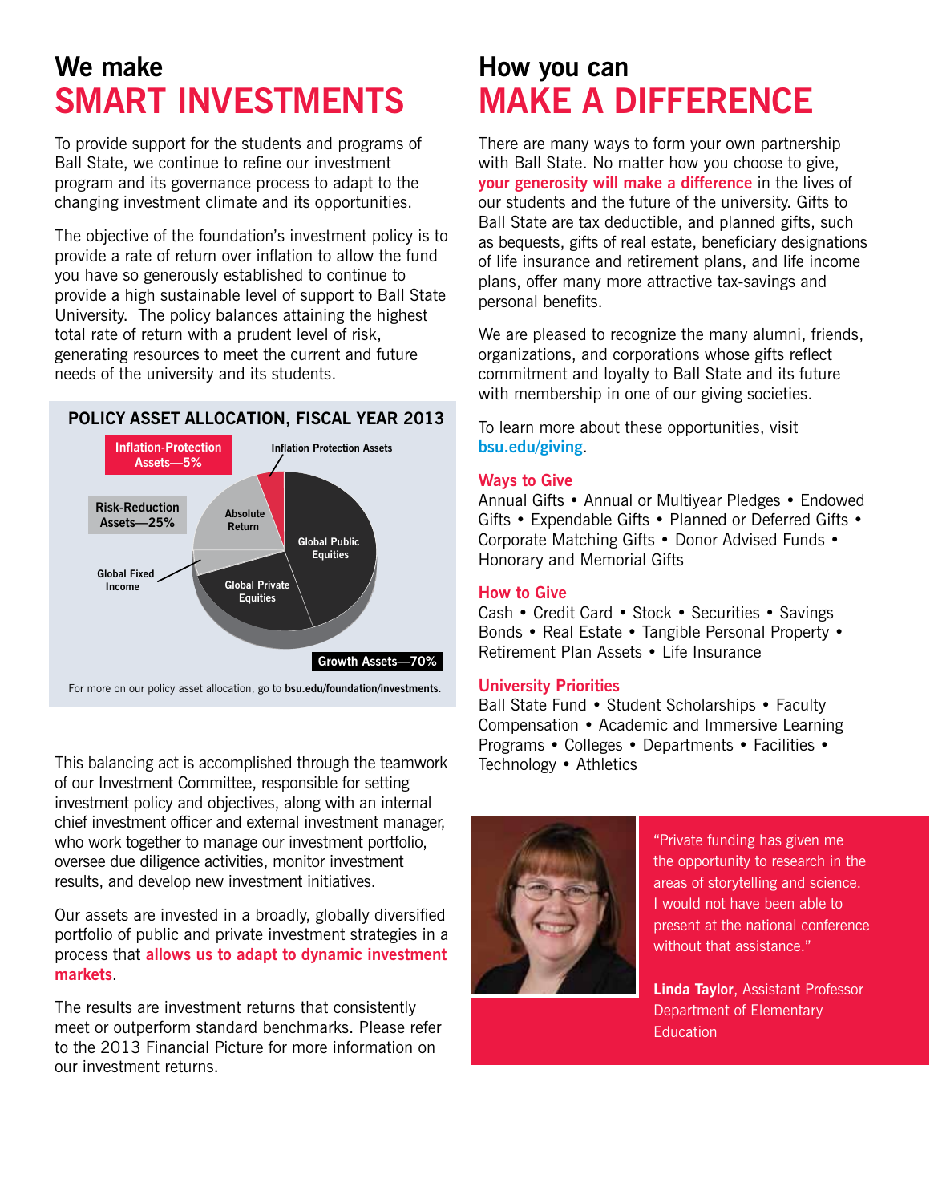# We make SMART INVESTMENTS

To provide support for the students and programs of Ball State, we continue to refine our investment program and its governance process to adapt to the changing investment climate and its opportunities.

The objective of the foundation's investment policy is to provide a rate of return over inflation to allow the fund you have so generously established to continue to provide a high sustainable level of support to Ball State University. The policy balances attaining the highest total rate of return with a prudent level of risk, generating resources to meet the current and future needs of the university and its students.

**POLICY ASSET ALLOCATION, FISCAL YEAR 2013**

- Inflation-Protection Assets—5%
  - Inflation Protection Assets
- Risk-Reduction Assets—25%
  - Absolute Return
  - Global Fixed Income
- Growth Assets—70%
  - Global Public Equities
  - Global Private Equities

For more on our policy asset allocation, go to **bsu.edu/foundation/investments**.

This balancing act is accomplished through the teamwork of our Investment Committee, responsible for setting investment policy and objectives, along with an internal chief investment officer and external investment manager, who work together to manage our investment portfolio, oversee due diligence activities, monitor investment results, and develop new investment initiatives.

Our assets are invested in a broadly, globally diversified portfolio of public and private investment strategies in a process that **allows us to adapt to dynamic investment markets**.

The results are investment returns that consistently meet or outperform standard benchmarks. Please refer to the 2013 Financial Picture for more information on our investment returns.

# How you can MAKE A DIFFERENCE

There are many ways to form your own partnership with Ball State. No matter how you choose to give, **your generosity will make a difference** in the lives of our students and the future of the university. Gifts to Ball State are tax deductible, and planned gifts, such as bequests, gifts of real estate, beneficiary designations of life insurance and retirement plans, and life income plans, offer many more attractive tax-savings and personal benefits.

We are pleased to recognize the many alumni, friends, organizations, and corporations whose gifts reflect commitment and loyalty to Ball State and its future with membership in one of our giving societies.

To learn more about these opportunities, visit **bsu.edu/giving**.

## Ways to Give

Annual Gifts • Annual or Multiyear Pledges • Endowed Gifts • Expendable Gifts • Planned or Deferred Gifts • Corporate Matching Gifts • Donor Advised Funds • Honorary and Memorial Gifts

## How to Give

Cash • Credit Card • Stock • Securities • Savings Bonds • Real Estate • Tangible Personal Property • Retirement Plan Assets • Life Insurance

## University Priorities

Ball State Fund • Student Scholarships • Faculty Compensation • Academic and Immersive Learning Programs • Colleges • Departments • Facilities • Technology • Athletics

"Private funding has given me the opportunity to research in the areas of storytelling and science. I would not have been able to present at the national conference without that assistance."

**Linda Taylor**, Assistant Professor
Department of Elementary Education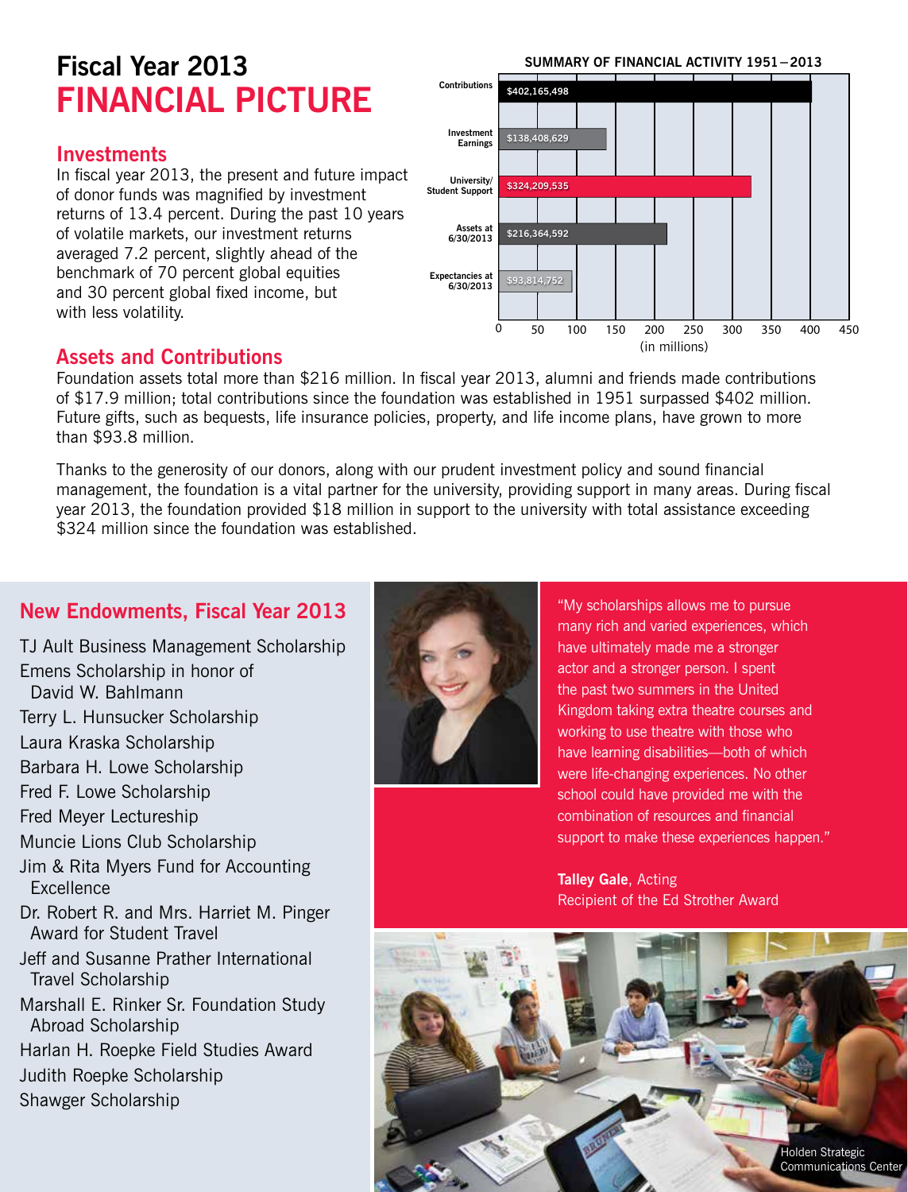# Fiscal Year 2013 FINANCIAL PICTURE

## Investments

In fiscal year 2013, the present and future impact of donor funds was magnified by investment returns of 13.4 percent. During the past 10 years of volatile markets, our investment returns averaged 7.2 percent, slightly ahead of the benchmark of 70 percent global equities and 30 percent global fixed income, but with less volatility.

**SUMMARY OF FINANCIAL ACTIVITY 1951–2013**

| Category | Amount |
|---|---|
| Contributions | $402,165,498 |
| Investment Earnings | $138,408,629 |
| University/ Student Support | $324,209,535 |
| Assets at 6/30/2013 | $216,364,592 |
| Expectancies at 6/30/2013 | $93,814,752 |

(in millions)

## Assets and Contributions

Foundation assets total more than $216 million. In fiscal year 2013, alumni and friends made contributions of $17.9 million; total contributions since the foundation was established in 1951 surpassed $402 million. Future gifts, such as bequests, life insurance policies, property, and life income plans, have grown to more than $93.8 million.

Thanks to the generosity of our donors, along with our prudent investment policy and sound financial management, the foundation is a vital partner for the university, providing support in many areas. During fiscal year 2013, the foundation provided $18 million in support to the university with total assistance exceeding $324 million since the foundation was established.

## New Endowments, Fiscal Year 2013

- TJ Ault Business Management Scholarship
- Emens Scholarship in honor of David W. Bahlmann
- Terry L. Hunsucker Scholarship
- Laura Kraska Scholarship
- Barbara H. Lowe Scholarship
- Fred F. Lowe Scholarship
- Fred Meyer Lectureship
- Muncie Lions Club Scholarship
- Jim & Rita Myers Fund for Accounting Excellence
- Dr. Robert R. and Mrs. Harriet M. Pinger Award for Student Travel
- Jeff and Susanne Prather International Travel Scholarship
- Marshall E. Rinker Sr. Foundation Study Abroad Scholarship
- Harlan H. Roepke Field Studies Award
- Judith Roepke Scholarship
- Shawger Scholarship

"My scholarships allows me to pursue many rich and varied experiences, which have ultimately made me a stronger actor and a stronger person. I spent the past two summers in the United Kingdom taking extra theatre courses and working to use theatre with those who have learning disabilities—both of which were life-changing experiences. No other school could have provided me with the combination of resources and financial support to make these experiences happen."

**Talley Gale**, Acting
Recipient of the Ed Strother Award

Holden Strategic Communications Center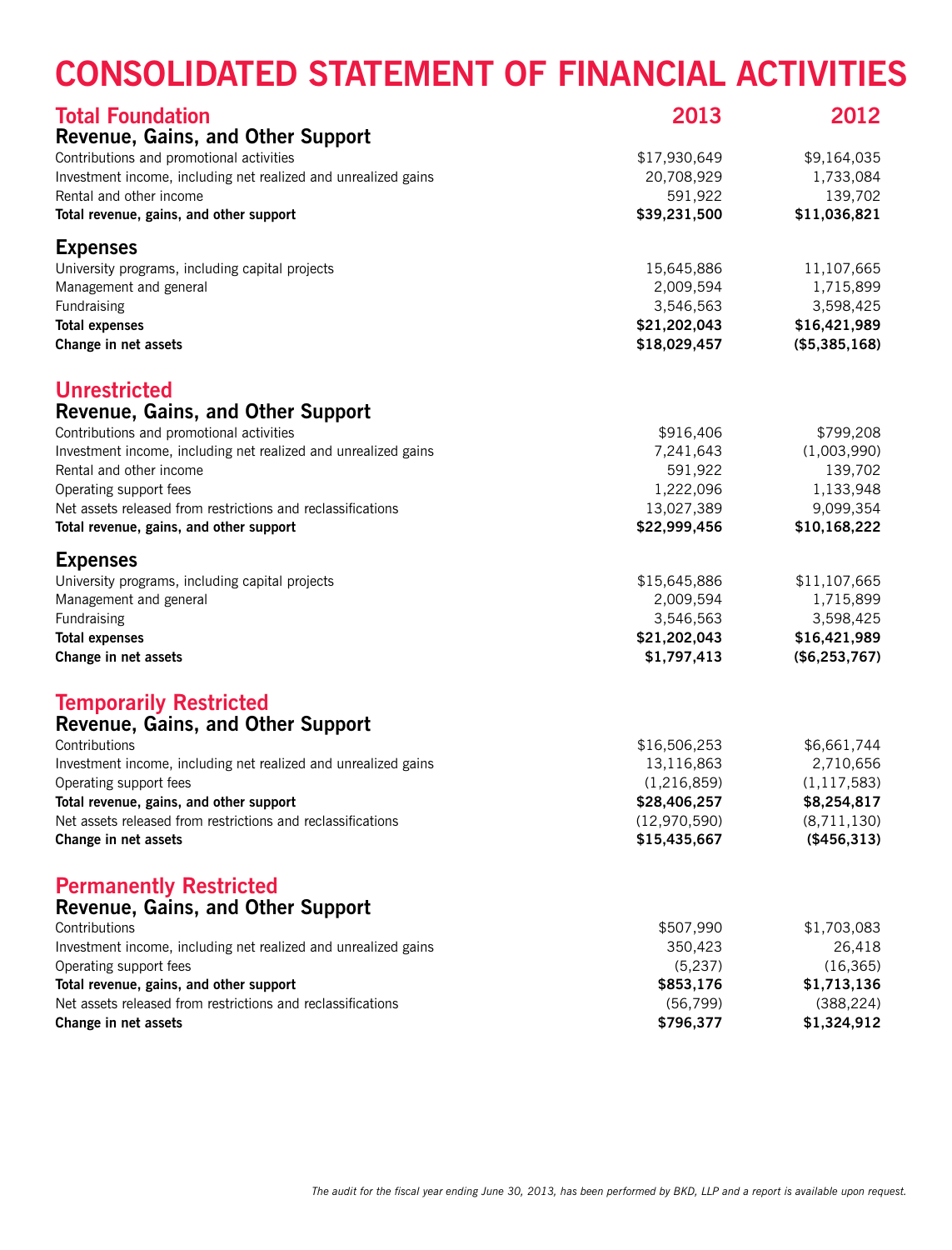# CONSOLIDATED STATEMENT OF FINANCIAL ACTIVITIES

## Total Foundation

| Revenue, Gains, and Other Support | 2013 | 2012 |
|---|---|---|
| Contributions and promotional activities | $17,930,649 | $9,164,035 |
| Investment income, including net realized and unrealized gains | 20,708,929 | 1,733,084 |
| Rental and other income | 591,922 | 139,702 |
| **Total revenue, gains, and other support** | **$39,231,500** | **$11,036,821** |
| **Expenses** | | |
| University programs, including capital projects | 15,645,886 | 11,107,665 |
| Management and general | 2,009,594 | 1,715,899 |
| Fundraising | 3,546,563 | 3,598,425 |
| **Total expenses** | **$21,202,043** | **$16,421,989** |
| **Change in net assets** | **$18,029,457** | **($5,385,168)** |

## Unrestricted

| Revenue, Gains, and Other Support | 2013 | 2012 |
|---|---|---|
| Contributions and promotional activities | $916,406 | $799,208 |
| Investment income, including net realized and unrealized gains | 7,241,643 | (1,003,990) |
| Rental and other income | 591,922 | 139,702 |
| Operating support fees | 1,222,096 | 1,133,948 |
| Net assets released from restrictions and reclassifications | 13,027,389 | 9,099,354 |
| **Total revenue, gains, and other support** | **$22,999,456** | **$10,168,222** |
| **Expenses** | | |
| University programs, including capital projects | $15,645,886 | $11,107,665 |
| Management and general | 2,009,594 | 1,715,899 |
| Fundraising | 3,546,563 | 3,598,425 |
| **Total expenses** | **$21,202,043** | **$16,421,989** |
| **Change in net assets** | **$1,797,413** | **($6,253,767)** |

## Temporarily Restricted

| Revenue, Gains, and Other Support | 2013 | 2012 |
|---|---|---|
| Contributions | $16,506,253 | $6,661,744 |
| Investment income, including net realized and unrealized gains | 13,116,863 | 2,710,656 |
| Operating support fees | (1,216,859) | (1,117,583) |
| **Total revenue, gains, and other support** | **$28,406,257** | **$8,254,817** |
| Net assets released from restrictions and reclassifications | (12,970,590) | (8,711,130) |
| **Change in net assets** | **$15,435,667** | **($456,313)** |

## Permanently Restricted

| Revenue, Gains, and Other Support | 2013 | 2012 |
|---|---|---|
| Contributions | $507,990 | $1,703,083 |
| Investment income, including net realized and unrealized gains | 350,423 | 26,418 |
| Operating support fees | (5,237) | (16,365) |
| **Total revenue, gains, and other support** | **$853,176** | **$1,713,136** |
| Net assets released from restrictions and reclassifications | (56,799) | (388,224) |
| **Change in net assets** | **$796,377** | **$1,324,912** |

*The audit for the fiscal year ending June 30, 2013, has been performed by BKD, LLP and a report is available upon request.*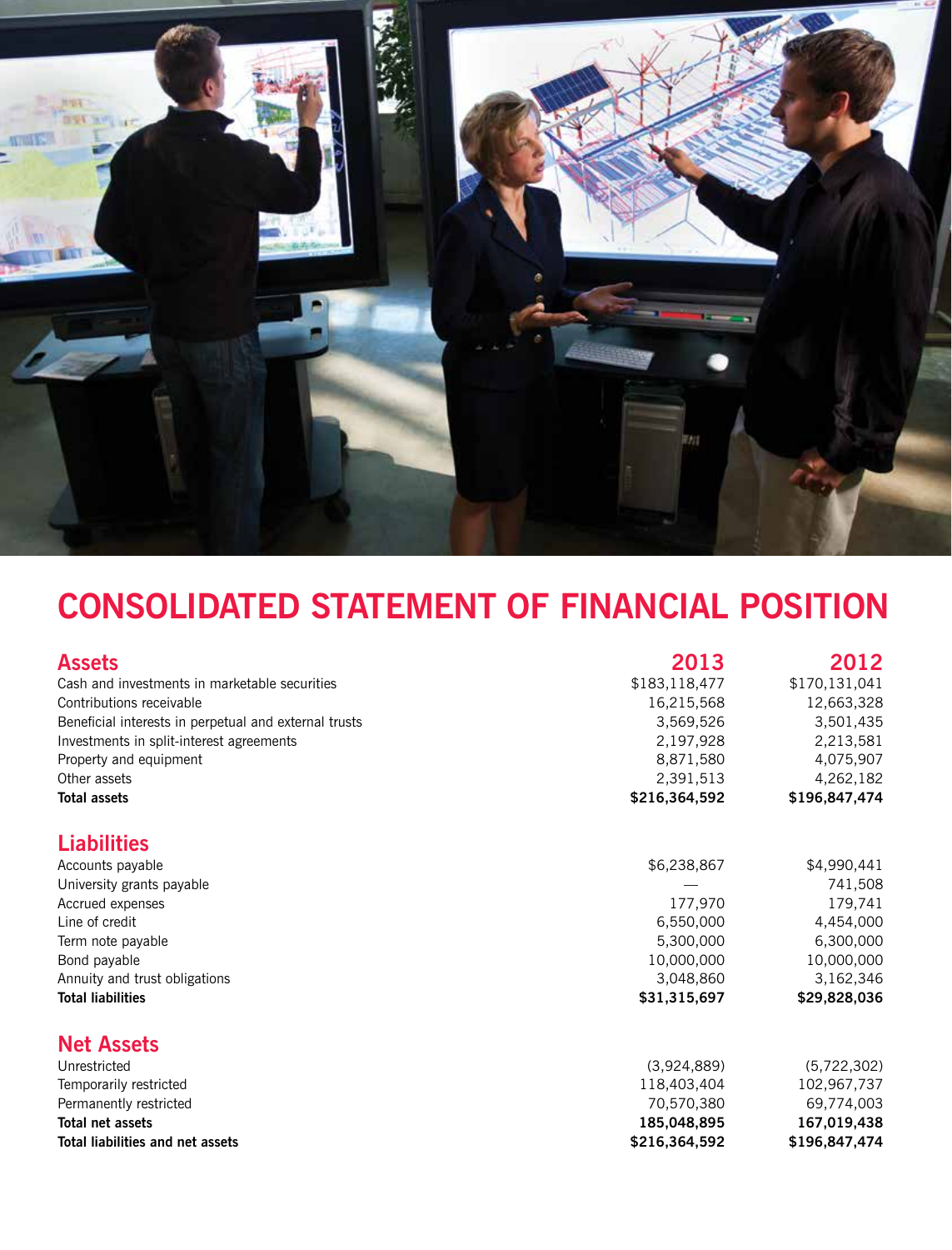# CONSOLIDATED STATEMENT OF FINANCIAL POSITION

| **Assets** | **2013** | **2012** |
|---|---|---|
| Cash and investments in marketable securities | $183,118,477 | $170,131,041 |
| Contributions receivable | 16,215,568 | 12,663,328 |
| Beneficial interests in perpetual and external trusts | 3,569,526 | 3,501,435 |
| Investments in split-interest agreements | 2,197,928 | 2,213,581 |
| Property and equipment | 8,871,580 | 4,075,907 |
| Other assets | 2,391,513 | 4,262,182 |
| **Total assets** | **$216,364,592** | **$196,847,474** |
| **Liabilities** | | |
| Accounts payable | $6,238,867 | $4,990,441 |
| University grants payable | — | 741,508 |
| Accrued expenses | 177,970 | 179,741 |
| Line of credit | 6,550,000 | 4,454,000 |
| Term note payable | 5,300,000 | 6,300,000 |
| Bond payable | 10,000,000 | 10,000,000 |
| Annuity and trust obligations | 3,048,860 | 3,162,346 |
| **Total liabilities** | **$31,315,697** | **$29,828,036** |
| **Net Assets** | | |
| Unrestricted | (3,924,889) | (5,722,302) |
| Temporarily restricted | 118,403,404 | 102,967,737 |
| Permanently restricted | 70,570,380 | 69,774,003 |
| **Total net assets** | **185,048,895** | **167,019,438** |
| **Total liabilities and net assets** | **$216,364,592** | **$196,847,474** |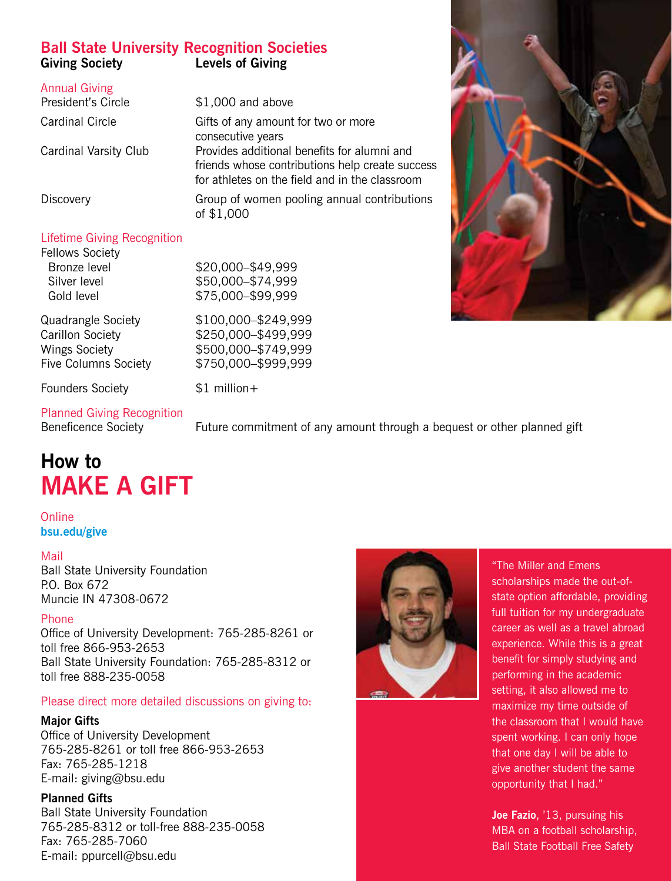## Ball State University Recognition Societies

| Giving Society | Levels of Giving |
|---|---|
| **Annual Giving** | |
| President's Circle | $1,000 and above |
| Cardinal Circle | Gifts of any amount for two or more consecutive years |
| Cardinal Varsity Club | Provides additional benefits for alumni and friends whose contributions help create success for athletes on the field and in the classroom |
| Discovery | Group of women pooling annual contributions of $1,000 |
| **Lifetime Giving Recognition** | |
| Fellows Society | |
| Bronze level | $20,000–$49,999 |
| Silver level | $50,000–$74,999 |
| Gold level | $75,000–$99,999 |
| Quadrangle Society | $100,000–$249,999 |
| Carillon Society | $250,000–$499,999 |
| Wings Society | $500,000–$749,999 |
| Five Columns Society | $750,000–$999,999 |
| Founders Society | $1 million+ |
| **Planned Giving Recognition** | |
| Beneficence Society | Future commitment of any amount through a bequest or other planned gift |

# How to MAKE A GIFT

### Online
**bsu.edu/give**

### Mail
Ball State University Foundation
P.O. Box 672
Muncie IN 47308-0672

### Phone
Office of University Development: 765-285-8261 or toll free 866-953-2653
Ball State University Foundation: 765-285-8312 or toll free 888-235-0058

### Please direct more detailed discussions on giving to:

**Major Gifts**
Office of University Development
765-285-8261 or toll free 866-953-2653
Fax: 765-285-1218
E-mail: giving@bsu.edu

**Planned Gifts**
Ball State University Foundation
765-285-8312 or toll-free 888-235-0058
Fax: 765-285-7060
E-mail: ppurcell@bsu.edu

"The Miller and Emens scholarships made the out-of-state option affordable, providing full tuition for my undergraduate career as well as a travel abroad experience. While this is a great benefit for simply studying and performing in the academic setting, it also allowed me to maximize my time outside of the classroom that I would have spent working. I can only hope that one day I will be able to give another student the same opportunity that I had."

**Joe Fazio**, '13, pursuing his MBA on a football scholarship, Ball State Football Free Safety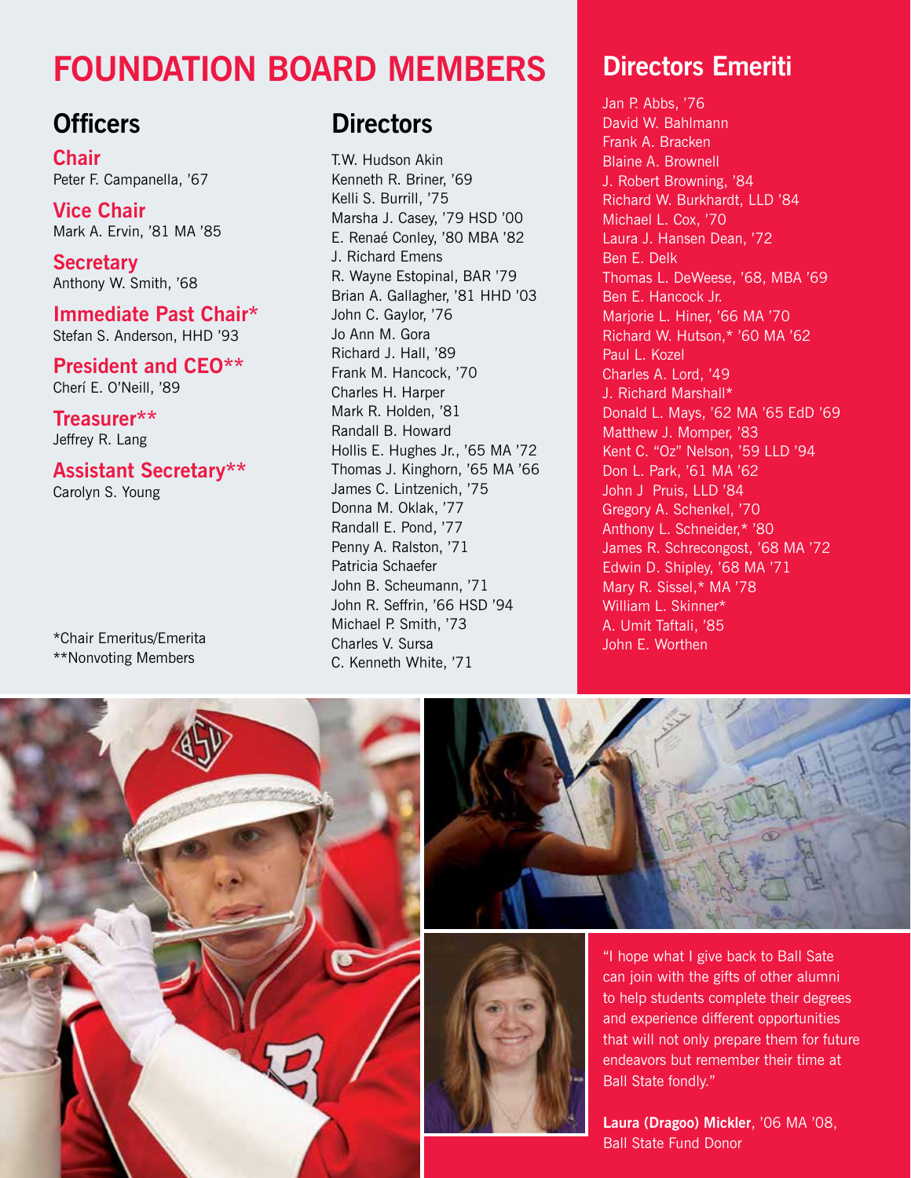# FOUNDATION BOARD MEMBERS

## Officers

**Chair**
Peter F. Campanella, '67

**Vice Chair**
Mark A. Ervin, '81 MA '85

**Secretary**
Anthony W. Smith, '68

**Immediate Past Chair***
Stefan S. Anderson, HHD '93

**President and CEO****
Cherí E. O'Neill, '89

**Treasurer****
Jeffrey R. Lang

**Assistant Secretary****
Carolyn S. Young

*Chair Emeritus/Emerita
**Nonvoting Members

## Directors

T.W. Hudson Akin
Kenneth R. Briner, '69
Kelli S. Burrill, '75
Marsha J. Casey, '79 HSD '00
E. Renaé Conley, '80 MBA '82
J. Richard Emens
R. Wayne Estopinal, BAR '79
Brian A. Gallagher, '81 HHD '03
John C. Gaylor, '76
Jo Ann M. Gora
Richard J. Hall, '89
Frank M. Hancock, '70
Charles H. Harper
Mark R. Holden, '81
Randall B. Howard
Hollis E. Hughes Jr., '65 MA '72
Thomas J. Kinghorn, '65 MA '66
James C. Lintzenich, '75
Donna M. Oklak, '77
Randall E. Pond, '77
Penny A. Ralston, '71
Patricia Schaefer
John B. Scheumann, '71
John R. Seffrin, '66 HSD '94
Michael P. Smith, '73
Charles V. Sursa
C. Kenneth White, '71

## Directors Emeriti

Jan P. Abbs, '76
David W. Bahlmann
Frank A. Bracken
Blaine A. Brownell
J. Robert Browning, '84
Richard W. Burkhardt, LLD '84
Michael L. Cox, '70
Laura J. Hansen Dean, '72
Ben E. Delk
Thomas L. DeWeese, '68, MBA '69
Ben E. Hancock Jr.
Marjorie L. Hiner, '66 MA '70
Richard W. Hutson,* '60 MA '62
Paul L. Kozel
Charles A. Lord, '49
J. Richard Marshall*
Donald L. Mays, '62 MA '65 EdD '69
Matthew J. Momper, '83
Kent C. "Oz" Nelson, '59 LLD '94
Don L. Park, '61 MA '62
John J Pruis, LLD '84
Gregory A. Schenkel, '70
Anthony L. Schneider,* '80
James R. Schrecongost, '68 MA '72
Edwin D. Shipley, '68 MA '71
Mary R. Sissel,* MA '78
William L. Skinner*
A. Umit Taftali, '85
John E. Worthen

"I hope what I give back to Ball Sate can join with the gifts of other alumni to help students complete their degrees and experience different opportunities that will not only prepare them for future endeavors but remember their time at Ball State fondly."

**Laura (Dragoo) Mickler**, '06 MA '08, Ball State Fund Donor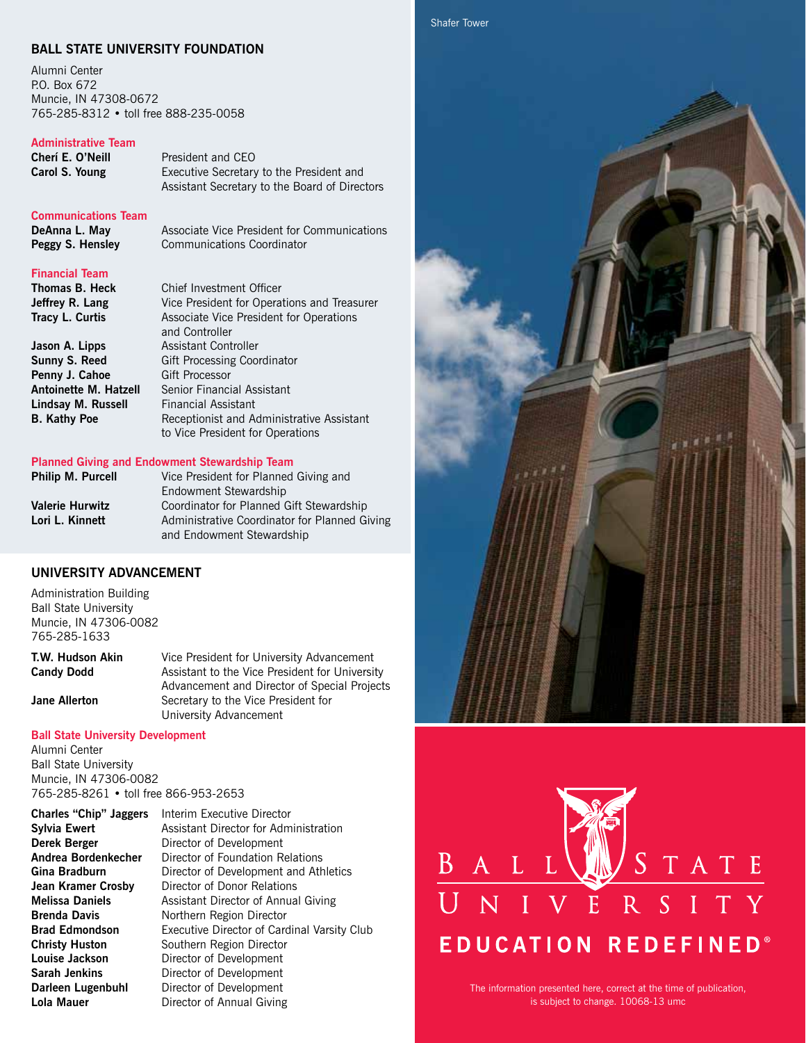## BALL STATE UNIVERSITY FOUNDATION

Alumni Center
P.O. Box 672
Muncie, IN 47308-0672
765-285-8312 • toll free 888-235-0058

### Administrative Team

| | |
|---|---|
| **Cherí E. O'Neill** | President and CEO |
| **Carol S. Young** | Executive Secretary to the President and Assistant Secretary to the Board of Directors |

### Communications Team

| | |
|---|---|
| **DeAnna L. May** | Associate Vice President for Communications |
| **Peggy S. Hensley** | Communications Coordinator |

### Financial Team

| | |
|---|---|
| **Thomas B. Heck** | Chief Investment Officer |
| **Jeffrey R. Lang** | Vice President for Operations and Treasurer |
| **Tracy L. Curtis** | Associate Vice President for Operations and Controller |
| **Jason A. Lipps** | Assistant Controller |
| **Sunny S. Reed** | Gift Processing Coordinator |
| **Penny J. Cahoe** | Gift Processor |
| **Antoinette M. Hatzell** | Senior Financial Assistant |
| **Lindsay M. Russell** | Financial Assistant |
| **B. Kathy Poe** | Receptionist and Administrative Assistant to Vice President for Operations |

### Planned Giving and Endowment Stewardship Team

| | |
|---|---|
| **Philip M. Purcell** | Vice President for Planned Giving and Endowment Stewardship |
| **Valerie Hurwitz** | Coordinator for Planned Gift Stewardship |
| **Lori L. Kinnett** | Administrative Coordinator for Planned Giving and Endowment Stewardship |

## UNIVERSITY ADVANCEMENT

Administration Building
Ball State University
Muncie, IN 47306-0082
765-285-1633

| | |
|---|---|
| **T.W. Hudson Akin** | Vice President for University Advancement |
| **Candy Dodd** | Assistant to the Vice President for University Advancement and Director of Special Projects |
| **Jane Allerton** | Secretary to the Vice President for University Advancement |

### Ball State University Development

Alumni Center
Ball State University
Muncie, IN 47306-0082
765-285-8261 • toll free 866-953-2653

| | |
|---|---|
| **Charles "Chip" Jaggers** | Interim Executive Director |
| **Sylvia Ewert** | Assistant Director for Administration |
| **Derek Berger** | Director of Development |
| **Andrea Bordenkecher** | Director of Foundation Relations |
| **Gina Bradburn** | Director of Development and Athletics |
| **Jean Kramer Crosby** | Director of Donor Relations |
| **Melissa Daniels** | Assistant Director of Annual Giving |
| **Brenda Davis** | Northern Region Director |
| **Brad Edmondson** | Executive Director of Cardinal Varsity Club |
| **Christy Huston** | Southern Region Director |
| **Louise Jackson** | Director of Development |
| **Sarah Jenkins** | Director of Development |
| **Darleen Lugenbuhl** | Director of Development |
| **Lola Mauer** | Director of Annual Giving |

Shafer Tower

BALL STATE UNIVERSITY

EDUCATION REDEFINED®

The information presented here, correct at the time of publication, is subject to change. 10068-13 umc